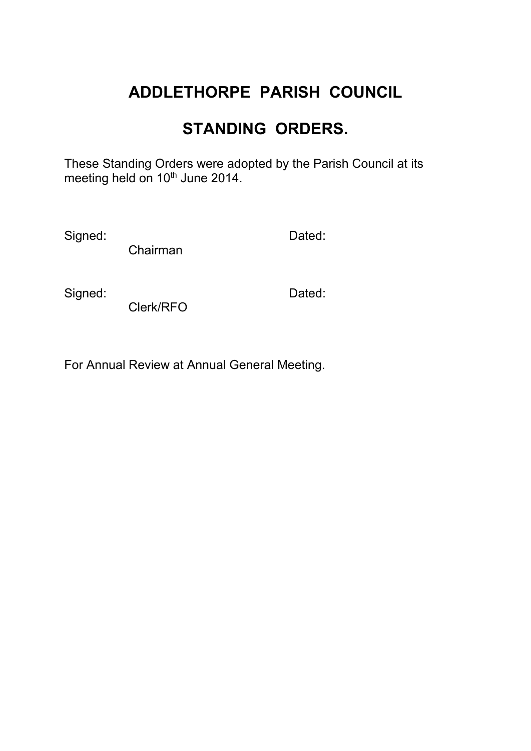# ADDLETHORPE PARISH COUNCIL

# STANDING ORDERS.

These Standing Orders were adopted by the Parish Council at its meeting held on 10th June 2014.

Signed: Dated:
Chairman

Signed: Dated:
Clerk/RFO

For Annual Review at Annual General Meeting.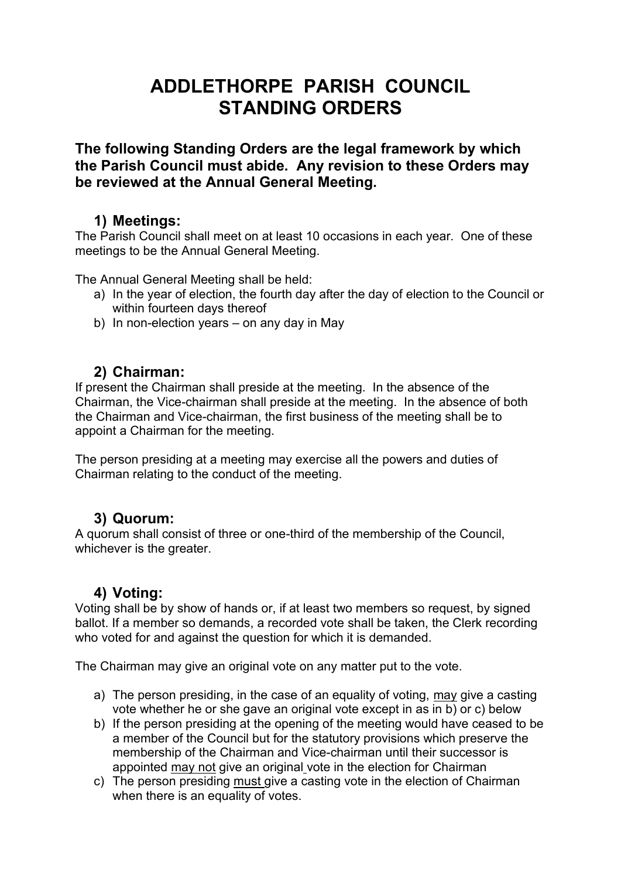# ADDLETHORPE PARISH COUNCIL
# STANDING ORDERS

**The following Standing Orders are the legal framework by which the Parish Council must abide. Any revision to these Orders may be reviewed at the Annual General Meeting.**

## 1) Meetings:

The Parish Council shall meet on at least 10 occasions in each year. One of these meetings to be the Annual General Meeting.

The Annual General Meeting shall be held:

a) In the year of election, the fourth day after the day of election to the Council or within fourteen days thereof
b) In non-election years – on any day in May

## 2) Chairman:

If present the Chairman shall preside at the meeting. In the absence of the Chairman, the Vice-chairman shall preside at the meeting. In the absence of both the Chairman and Vice-chairman, the first business of the meeting shall be to appoint a Chairman for the meeting.

The person presiding at a meeting may exercise all the powers and duties of Chairman relating to the conduct of the meeting.

## 3) Quorum:

A quorum shall consist of three or one-third of the membership of the Council, whichever is the greater.

## 4) Voting:

Voting shall be by show of hands or, if at least two members so request, by signed ballot. If a member so demands, a recorded vote shall be taken, the Clerk recording who voted for and against the question for which it is demanded.

The Chairman may give an original vote on any matter put to the vote.

a) The person presiding, in the case of an equality of voting, <u>may</u> give a casting vote whether he or she gave an original vote except in as in b) or c) below
b) If the person presiding at the opening of the meeting would have ceased to be a member of the Council but for the statutory provisions which preserve the membership of the Chairman and Vice-chairman until their successor is appointed <u>may not</u> give an original vote in the election for Chairman
c) The person presiding <u>must</u> give a casting vote in the election of Chairman when there is an equality of votes.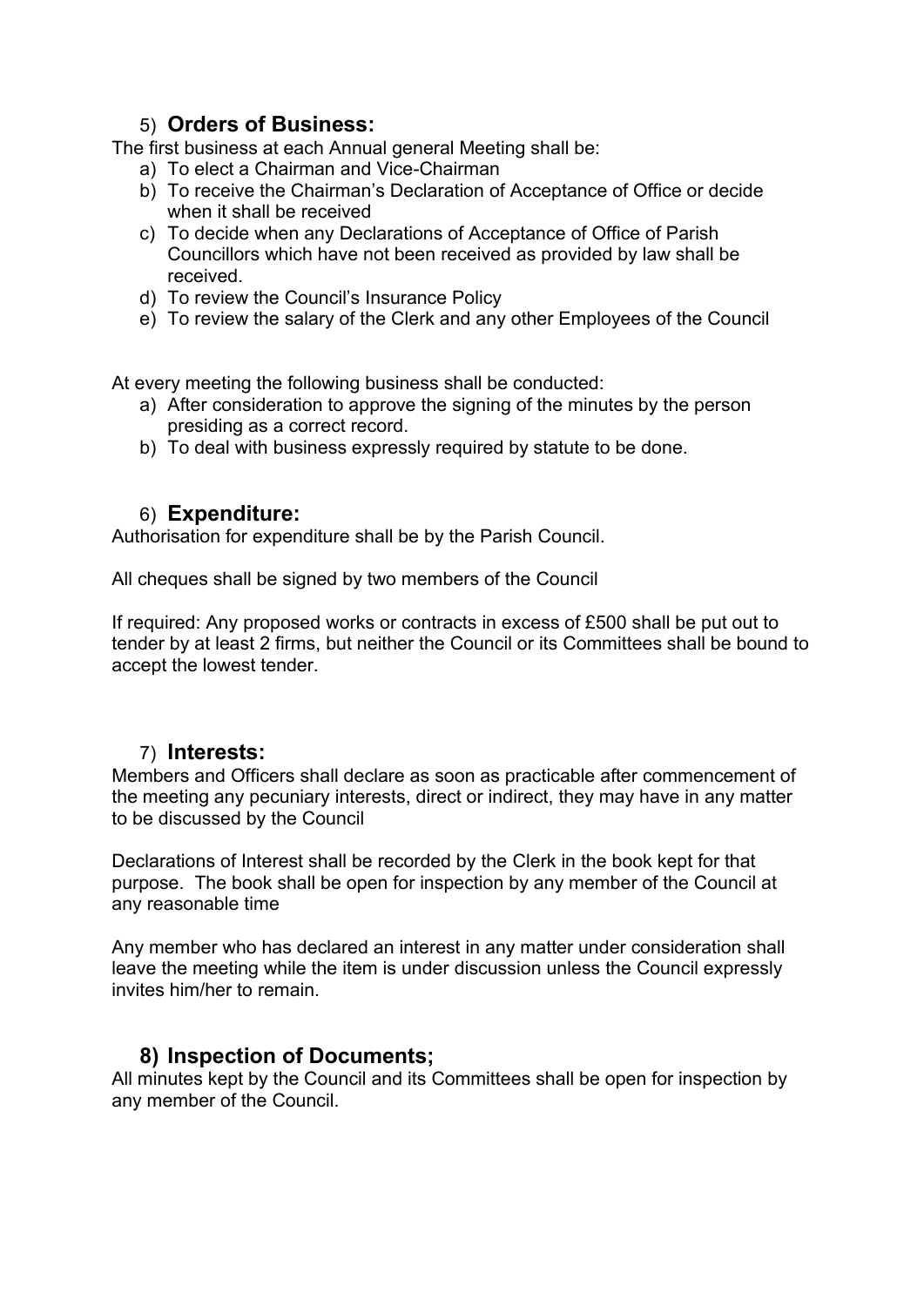## 5) Orders of Business:

The first business at each Annual general Meeting shall be:

a) To elect a Chairman and Vice-Chairman
b) To receive the Chairman's Declaration of Acceptance of Office or decide when it shall be received
c) To decide when any Declarations of Acceptance of Office of Parish Councillors which have not been received as provided by law shall be received.
d) To review the Council's Insurance Policy
e) To review the salary of the Clerk and any other Employees of the Council

At every meeting the following business shall be conducted:

a) After consideration to approve the signing of the minutes by the person presiding as a correct record.
b) To deal with business expressly required by statute to be done.

## 6) Expenditure:

Authorisation for expenditure shall be by the Parish Council.

All cheques shall be signed by two members of the Council

If required: Any proposed works or contracts in excess of £500 shall be put out to tender by at least 2 firms, but neither the Council or its Committees shall be bound to accept the lowest tender.

## 7) Interests:

Members and Officers shall declare as soon as practicable after commencement of the meeting any pecuniary interests, direct or indirect, they may have in any matter to be discussed by the Council

Declarations of Interest shall be recorded by the Clerk in the book kept for that purpose. The book shall be open for inspection by any member of the Council at any reasonable time

Any member who has declared an interest in any matter under consideration shall leave the meeting while the item is under discussion unless the Council expressly invites him/her to remain.

## 8) Inspection of Documents;

All minutes kept by the Council and its Committees shall be open for inspection by any member of the Council.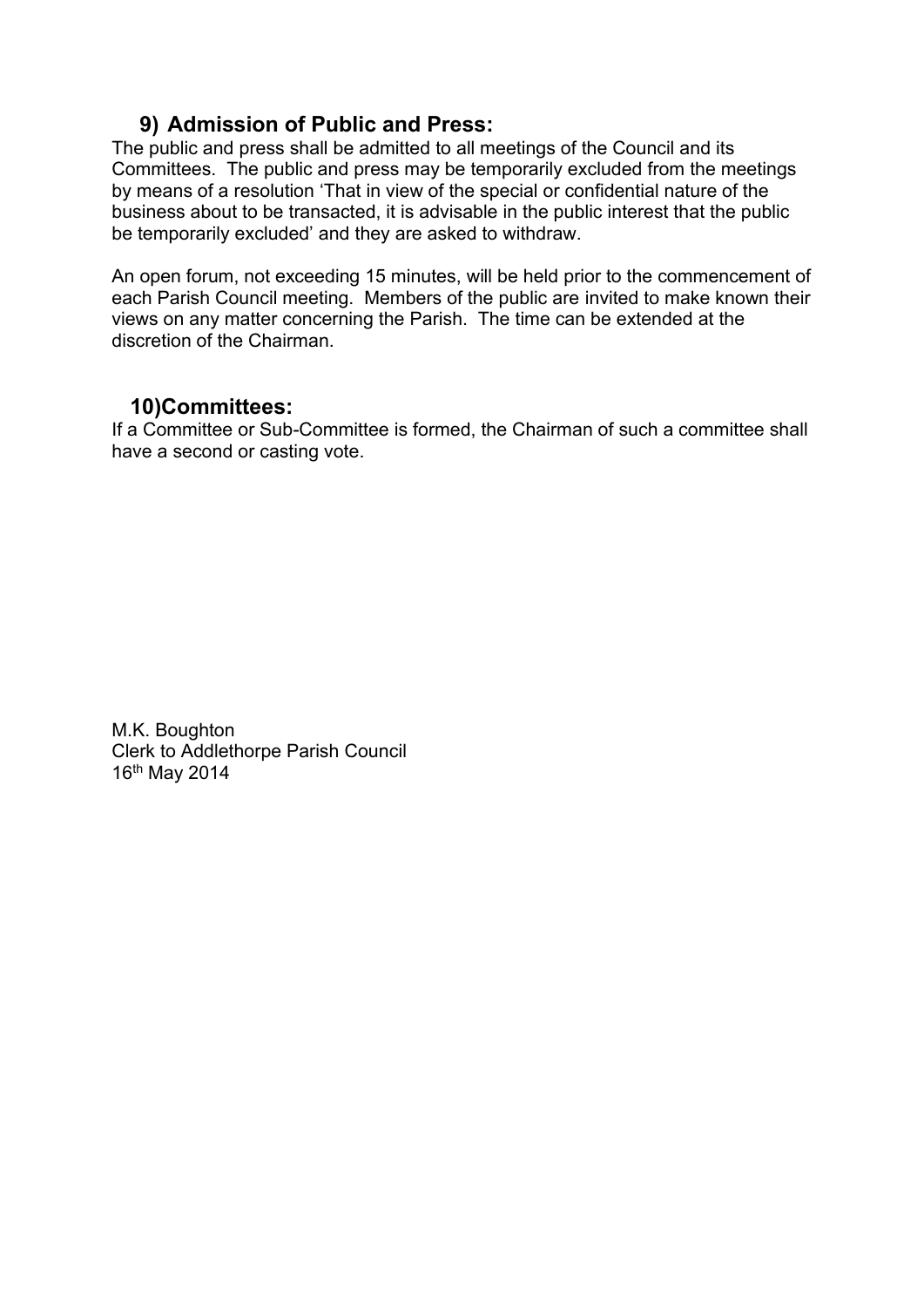## 9) Admission of Public and Press:

The public and press shall be admitted to all meetings of the Council and its Committees. The public and press may be temporarily excluded from the meetings by means of a resolution 'That in view of the special or confidential nature of the business about to be transacted, it is advisable in the public interest that the public be temporarily excluded' and they are asked to withdraw.

An open forum, not exceeding 15 minutes, will be held prior to the commencement of each Parish Council meeting. Members of the public are invited to make known their views on any matter concerning the Parish. The time can be extended at the discretion of the Chairman.

## 10) Committees:

If a Committee or Sub-Committee is formed, the Chairman of such a committee shall have a second or casting vote.

M.K. Boughton
Clerk to Addlethorpe Parish Council
16th May 2014